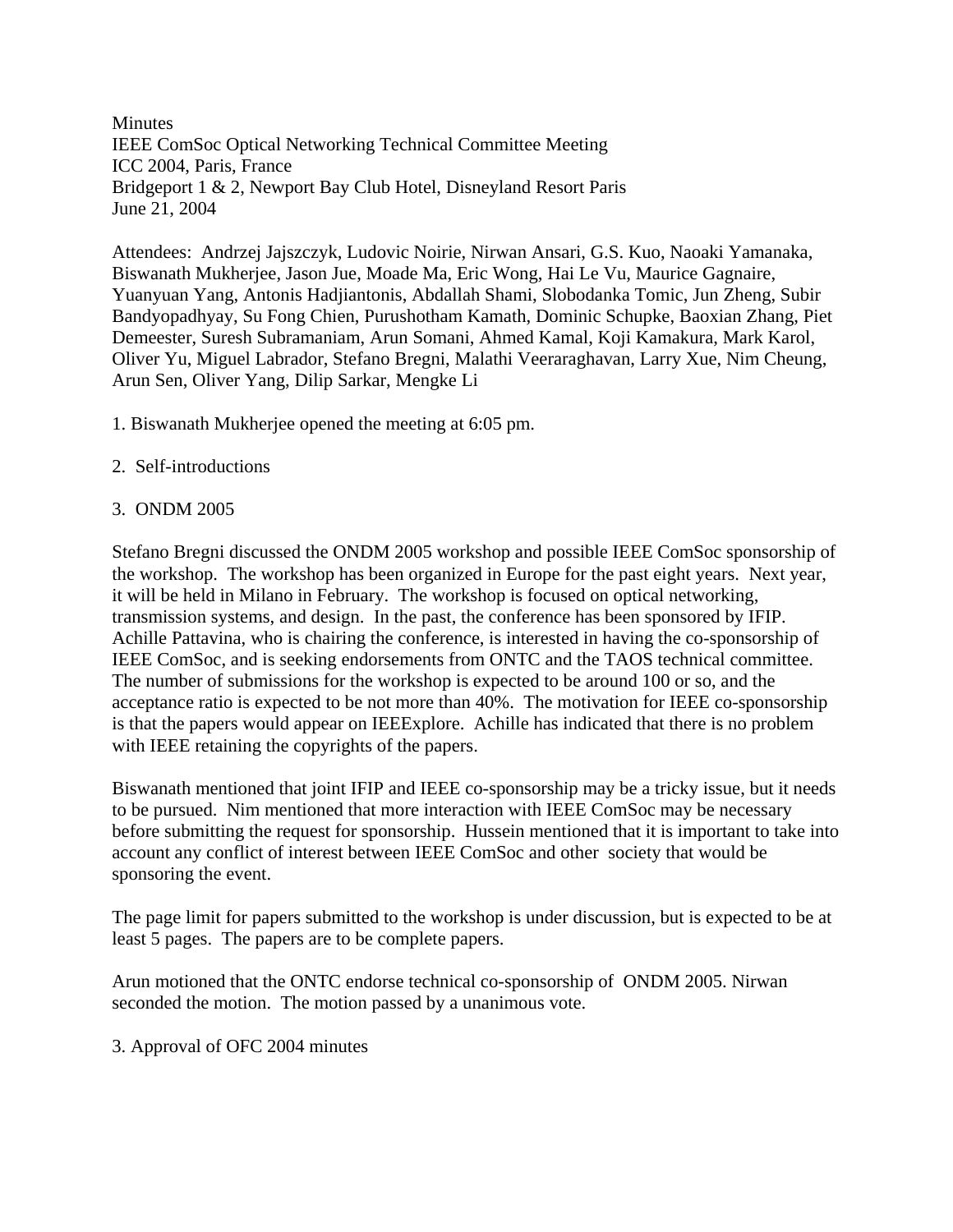Minutes
IEEE ComSoc Optical Networking Technical Committee Meeting
ICC 2004, Paris, France
Bridgeport 1 & 2, Newport Bay Club Hotel, Disneyland Resort Paris
June 21, 2004

Attendees: Andrzej Jajszczyk, Ludovic Noirie, Nirwan Ansari, G.S. Kuo, Naoaki Yamanaka, Biswanath Mukherjee, Jason Jue, Moade Ma, Eric Wong, Hai Le Vu, Maurice Gagnaire, Yuanyuan Yang, Antonis Hadjiantonis, Abdallah Shami, Slobodanka Tomic, Jun Zheng, Subir Bandyopadhyay, Su Fong Chien, Purushotham Kamath, Dominic Schupke, Baoxian Zhang, Piet Demeester, Suresh Subramaniam, Arun Somani, Ahmed Kamal, Koji Kamakura, Mark Karol, Oliver Yu, Miguel Labrador, Stefano Bregni, Malathi Veeraraghavan, Larry Xue, Nim Cheung, Arun Sen, Oliver Yang, Dilip Sarkar, Mengke Li

1. Biswanath Mukherjee opened the meeting at 6:05 pm.

2. Self-introductions

3. ONDM 2005

Stefano Bregni discussed the ONDM 2005 workshop and possible IEEE ComSoc sponsorship of the workshop. The workshop has been organized in Europe for the past eight years. Next year, it will be held in Milano in February. The workshop is focused on optical networking, transmission systems, and design. In the past, the conference has been sponsored by IFIP. Achille Pattavina, who is chairing the conference, is interested in having the co-sponsorship of IEEE ComSoc, and is seeking endorsements from ONTC and the TAOS technical committee. The number of submissions for the workshop is expected to be around 100 or so, and the acceptance ratio is expected to be not more than 40%. The motivation for IEEE co-sponsorship is that the papers would appear on IEEExplore. Achille has indicated that there is no problem with IEEE retaining the copyrights of the papers.

Biswanath mentioned that joint IFIP and IEEE co-sponsorship may be a tricky issue, but it needs to be pursued. Nim mentioned that more interaction with IEEE ComSoc may be necessary before submitting the request for sponsorship. Hussein mentioned that it is important to take into account any conflict of interest between IEEE ComSoc and other society that would be sponsoring the event.

The page limit for papers submitted to the workshop is under discussion, but is expected to be at least 5 pages. The papers are to be complete papers.

Arun motioned that the ONTC endorse technical co-sponsorship of ONDM 2005. Nirwan seconded the motion. The motion passed by a unanimous vote.

3. Approval of OFC 2004 minutes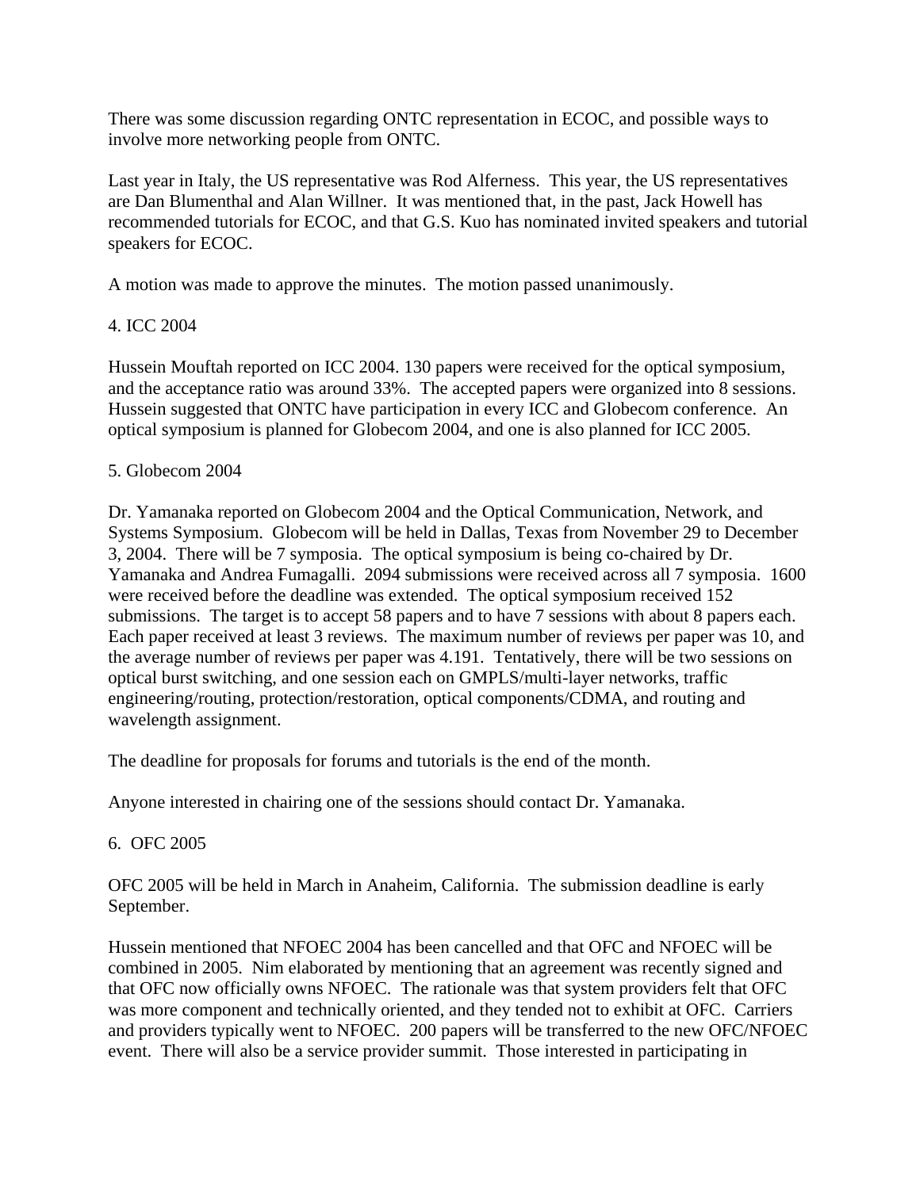There was some discussion regarding ONTC representation in ECOC, and possible ways to involve more networking people from ONTC.

Last year in Italy, the US representative was Rod Alferness. This year, the US representatives are Dan Blumenthal and Alan Willner. It was mentioned that, in the past, Jack Howell has recommended tutorials for ECOC, and that G.S. Kuo has nominated invited speakers and tutorial speakers for ECOC.

A motion was made to approve the minutes. The motion passed unanimously.

4. ICC 2004

Hussein Mouftah reported on ICC 2004. 130 papers were received for the optical symposium, and the acceptance ratio was around 33%. The accepted papers were organized into 8 sessions. Hussein suggested that ONTC have participation in every ICC and Globecom conference. An optical symposium is planned for Globecom 2004, and one is also planned for ICC 2005.

5. Globecom 2004

Dr. Yamanaka reported on Globecom 2004 and the Optical Communication, Network, and Systems Symposium. Globecom will be held in Dallas, Texas from November 29 to December 3, 2004. There will be 7 symposia. The optical symposium is being co-chaired by Dr. Yamanaka and Andrea Fumagalli. 2094 submissions were received across all 7 symposia. 1600 were received before the deadline was extended. The optical symposium received 152 submissions. The target is to accept 58 papers and to have 7 sessions with about 8 papers each. Each paper received at least 3 reviews. The maximum number of reviews per paper was 10, and the average number of reviews per paper was 4.191. Tentatively, there will be two sessions on optical burst switching, and one session each on GMPLS/multi-layer networks, traffic engineering/routing, protection/restoration, optical components/CDMA, and routing and wavelength assignment.

The deadline for proposals for forums and tutorials is the end of the month.

Anyone interested in chairing one of the sessions should contact Dr. Yamanaka.

6. OFC 2005

OFC 2005 will be held in March in Anaheim, California. The submission deadline is early September.

Hussein mentioned that NFOEC 2004 has been cancelled and that OFC and NFOEC will be combined in 2005. Nim elaborated by mentioning that an agreement was recently signed and that OFC now officially owns NFOEC. The rationale was that system providers felt that OFC was more component and technically oriented, and they tended not to exhibit at OFC. Carriers and providers typically went to NFOEC. 200 papers will be transferred to the new OFC/NFOEC event. There will also be a service provider summit. Those interested in participating in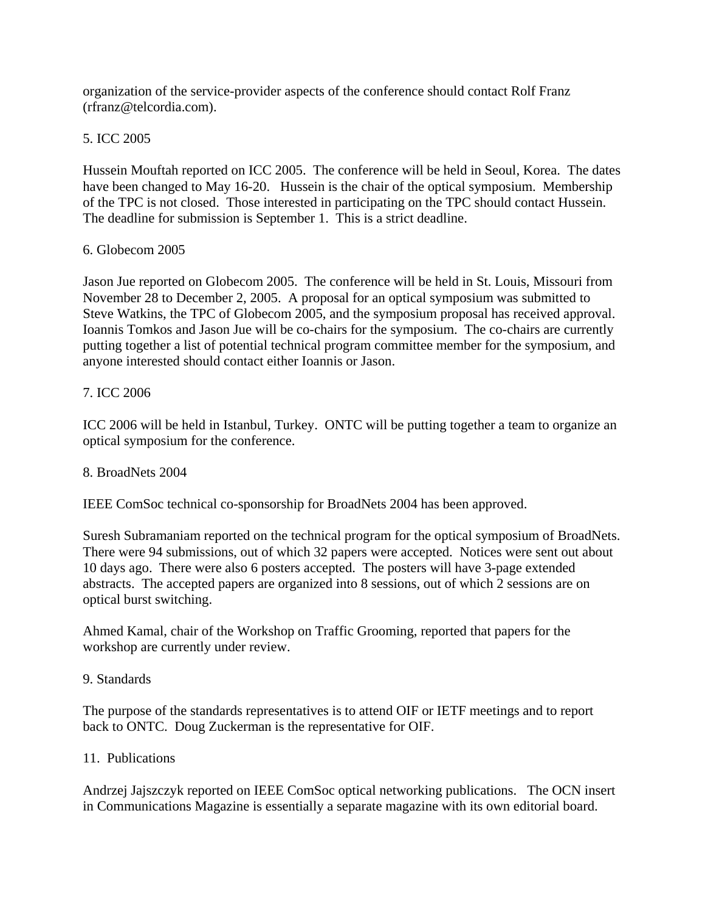organization of the service-provider aspects of the conference should contact Rolf Franz (rfranz@telcordia.com).

5. ICC 2005

Hussein Mouftah reported on ICC 2005. The conference will be held in Seoul, Korea. The dates have been changed to May 16-20. Hussein is the chair of the optical symposium. Membership of the TPC is not closed. Those interested in participating on the TPC should contact Hussein. The deadline for submission is September 1. This is a strict deadline.

6. Globecom 2005

Jason Jue reported on Globecom 2005. The conference will be held in St. Louis, Missouri from November 28 to December 2, 2005. A proposal for an optical symposium was submitted to Steve Watkins, the TPC of Globecom 2005, and the symposium proposal has received approval. Ioannis Tomkos and Jason Jue will be co-chairs for the symposium. The co-chairs are currently putting together a list of potential technical program committee member for the symposium, and anyone interested should contact either Ioannis or Jason.

7. ICC 2006

ICC 2006 will be held in Istanbul, Turkey. ONTC will be putting together a team to organize an optical symposium for the conference.

8. BroadNets 2004

IEEE ComSoc technical co-sponsorship for BroadNets 2004 has been approved.

Suresh Subramaniam reported on the technical program for the optical symposium of BroadNets. There were 94 submissions, out of which 32 papers were accepted. Notices were sent out about 10 days ago. There were also 6 posters accepted. The posters will have 3-page extended abstracts. The accepted papers are organized into 8 sessions, out of which 2 sessions are on optical burst switching.

Ahmed Kamal, chair of the Workshop on Traffic Grooming, reported that papers for the workshop are currently under review.

9. Standards

The purpose of the standards representatives is to attend OIF or IETF meetings and to report back to ONTC. Doug Zuckerman is the representative for OIF.

11. Publications

Andrzej Jajszczyk reported on IEEE ComSoc optical networking publications. The OCN insert in Communications Magazine is essentially a separate magazine with its own editorial board.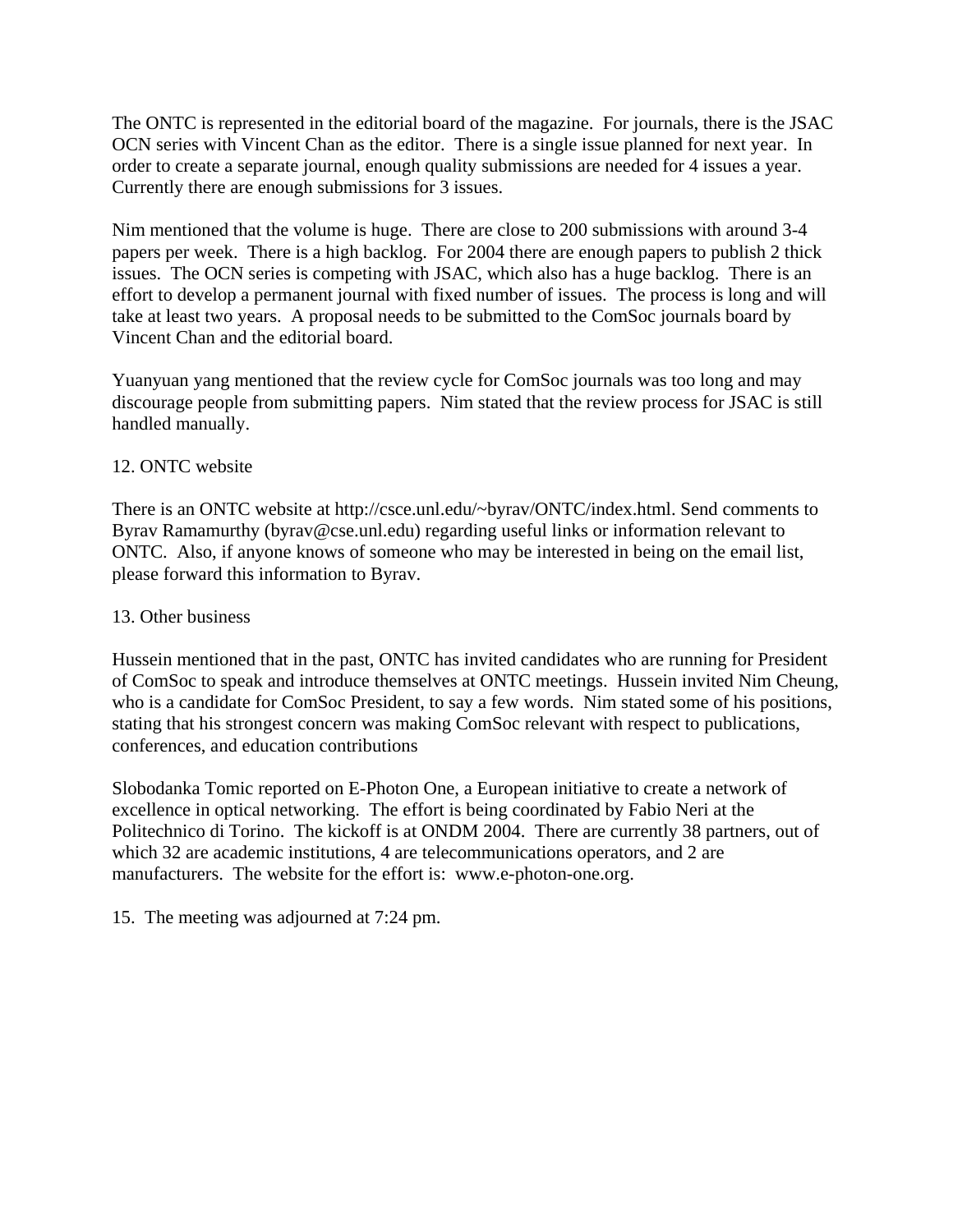The ONTC is represented in the editorial board of the magazine. For journals, there is the JSAC OCN series with Vincent Chan as the editor. There is a single issue planned for next year. In order to create a separate journal, enough quality submissions are needed for 4 issues a year. Currently there are enough submissions for 3 issues.

Nim mentioned that the volume is huge. There are close to 200 submissions with around 3-4 papers per week. There is a high backlog. For 2004 there are enough papers to publish 2 thick issues. The OCN series is competing with JSAC, which also has a huge backlog. There is an effort to develop a permanent journal with fixed number of issues. The process is long and will take at least two years. A proposal needs to be submitted to the ComSoc journals board by Vincent Chan and the editorial board.

Yuanyuan yang mentioned that the review cycle for ComSoc journals was too long and may discourage people from submitting papers. Nim stated that the review process for JSAC is still handled manually.

12. ONTC website

There is an ONTC website at http://csce.unl.edu/~byrav/ONTC/index.html. Send comments to Byrav Ramamurthy (byrav@cse.unl.edu) regarding useful links or information relevant to ONTC. Also, if anyone knows of someone who may be interested in being on the email list, please forward this information to Byrav.

13. Other business

Hussein mentioned that in the past, ONTC has invited candidates who are running for President of ComSoc to speak and introduce themselves at ONTC meetings. Hussein invited Nim Cheung, who is a candidate for ComSoc President, to say a few words. Nim stated some of his positions, stating that his strongest concern was making ComSoc relevant with respect to publications, conferences, and education contributions

Slobodanka Tomic reported on E-Photon One, a European initiative to create a network of excellence in optical networking. The effort is being coordinated by Fabio Neri at the Politechnico di Torino. The kickoff is at ONDM 2004. There are currently 38 partners, out of which 32 are academic institutions, 4 are telecommunications operators, and 2 are manufacturers. The website for the effort is: www.e-photon-one.org.

15. The meeting was adjourned at 7:24 pm.